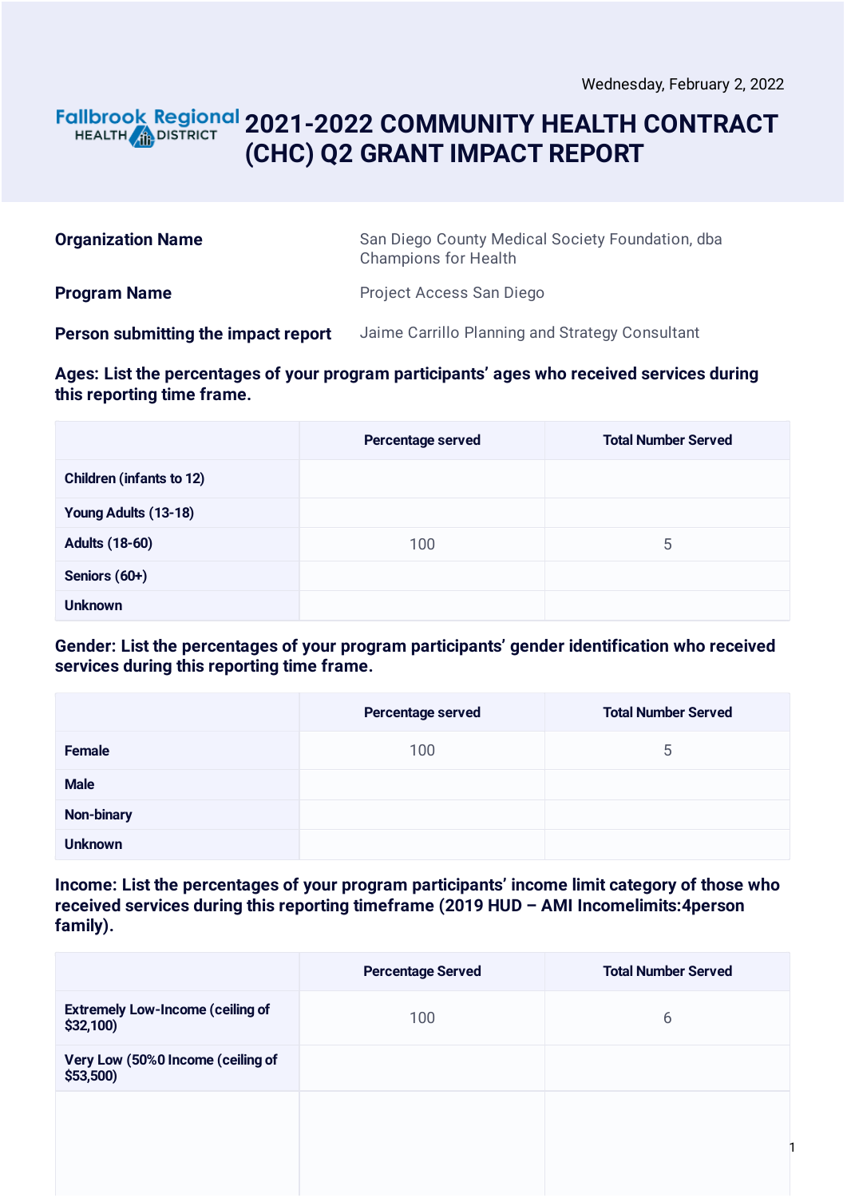Wednesday, February 2, 2022

# 2021-2022 COMMUNITY HEALTH CONTRACT (CHC) Q2 GRANT IMPACT REPORT

| | |
|---|---|
| **Organization Name** | San Diego County Medical Society Foundation, dba Champions for Health |
| **Program Name** | Project Access San Diego |
| **Person submitting the impact report** | Jaime Carrillo Planning and Strategy Consultant |

**Ages: List the percentages of your program participants' ages who received services during this reporting time frame.**

| | Percentage served | Total Number Served |
|---|---|---|
| **Children (infants to 12)** | | |
| **Young Adults (13-18)** | | |
| **Adults (18-60)** | 100 | 5 |
| **Seniors (60+)** | | |
| **Unknown** | | |

**Gender: List the percentages of your program participants' gender identification who received services during this reporting time frame.**

| | Percentage served | Total Number Served |
|---|---|---|
| **Female** | 100 | 5 |
| **Male** | | |
| **Non-binary** | | |
| **Unknown** | | |

**Income: List the percentages of your program participants' income limit category of those who received services during this reporting timeframe (2019 HUD – AMI Incomelimits:4person family).**

| | Percentage Served | Total Number Served |
|---|---|---|
| **Extremely Low-Income (ceiling of $32,100)** | 100 | 6 |
| **Very Low (50%0 Income (ceiling of $53,500)** | | |
| | | |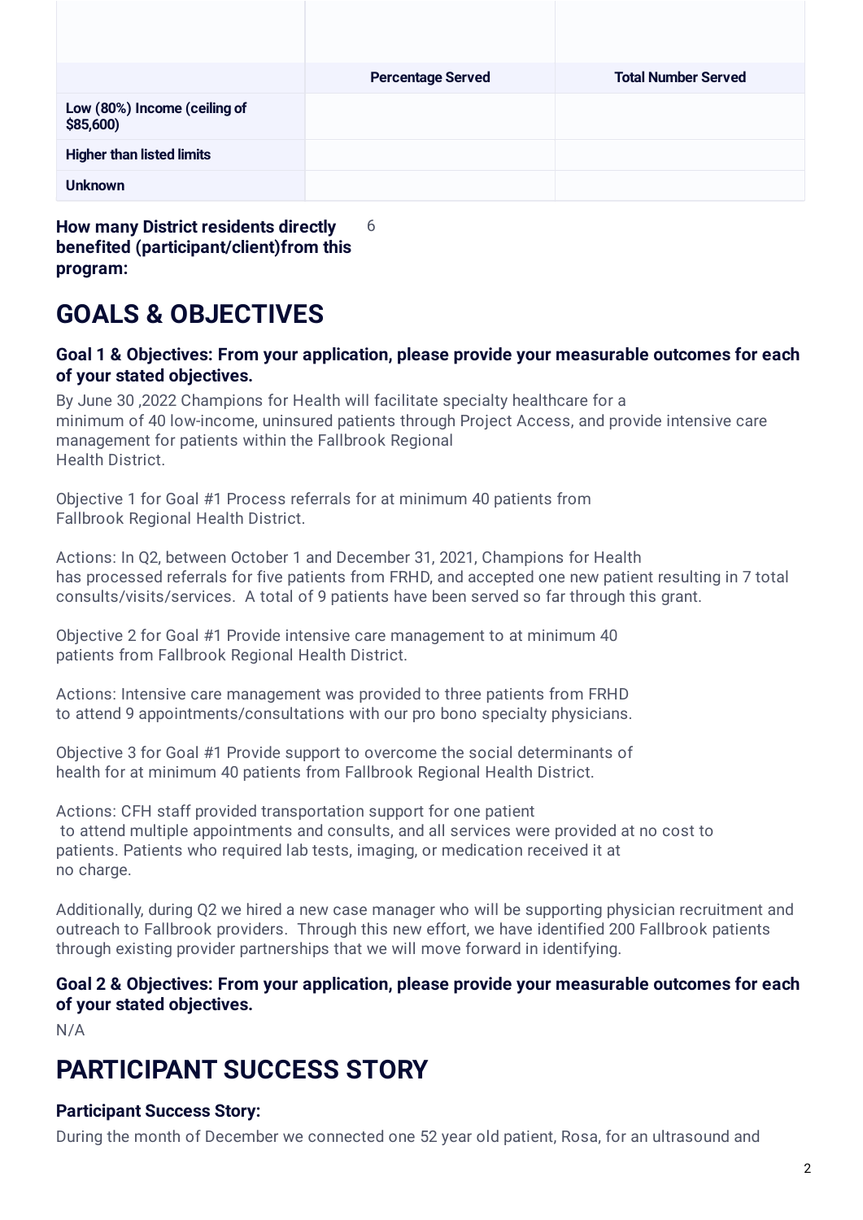| | Percentage Served | Total Number Served |
|---|---|---|
| **Low (80%) Income (ceiling of $85,600)** | | |
| **Higher than listed limits** | | |
| **Unknown** | | |

**How many District residents directly benefited (participant/client)from this program:** 6

# GOALS & OBJECTIVES

### Goal 1 & Objectives: From your application, please provide your measurable outcomes for each of your stated objectives.

By June 30 ,2022 Champions for Health will facilitate specialty healthcare for a minimum of 40 low-income, uninsured patients through Project Access, and provide intensive care management for patients within the Fallbrook Regional Health District.

Objective 1 for Goal #1 Process referrals for at minimum 40 patients from Fallbrook Regional Health District.

Actions: In Q2, between October 1 and December 31, 2021, Champions for Health has processed referrals for five patients from FRHD, and accepted one new patient resulting in 7 total consults/visits/services. A total of 9 patients have been served so far through this grant.

Objective 2 for Goal #1 Provide intensive care management to at minimum 40 patients from Fallbrook Regional Health District.

Actions: Intensive care management was provided to three patients from FRHD to attend 9 appointments/consultations with our pro bono specialty physicians.

Objective 3 for Goal #1 Provide support to overcome the social determinants of health for at minimum 40 patients from Fallbrook Regional Health District.

Actions: CFH staff provided transportation support for one patient to attend multiple appointments and consults, and all services were provided at no cost to patients. Patients who required lab tests, imaging, or medication received it at no charge.

Additionally, during Q2 we hired a new case manager who will be supporting physician recruitment and outreach to Fallbrook providers. Through this new effort, we have identified 200 Fallbrook patients through existing provider partnerships that we will move forward in identifying.

### Goal 2 & Objectives: From your application, please provide your measurable outcomes for each of your stated objectives.

N/A

# PARTICIPANT SUCCESS STORY

### Participant Success Story:

During the month of December we connected one 52 year old patient, Rosa, for an ultrasound and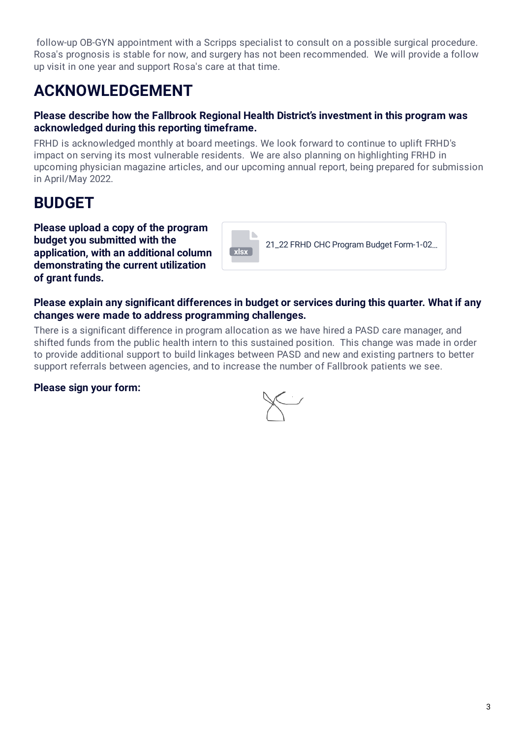follow-up OB-GYN appointment with a Scripps specialist to consult on a possible surgical procedure. Rosa's prognosis is stable for now, and surgery has not been recommended. We will provide a follow up visit in one year and support Rosa's care at that time.

# ACKNOWLEDGEMENT

**Please describe how the Fallbrook Regional Health District's investment in this program was acknowledged during this reporting timeframe.**

FRHD is acknowledged monthly at board meetings. We look forward to continue to uplift FRHD's impact on serving its most vulnerable residents. We are also planning on highlighting FRHD in upcoming physician magazine articles, and our upcoming annual report, being prepared for submission in April/May 2022.

# BUDGET

**Please upload a copy of the program budget you submitted with the application, with an additional column demonstrating the current utilization of grant funds.**

xlsx 21_22 FRHD CHC Program Budget Form-1-02...

**Please explain any significant differences in budget or services during this quarter. What if any changes were made to address programming challenges.**

There is a significant difference in program allocation as we have hired a PASD care manager, and shifted funds from the public health intern to this sustained position. This change was made in order to provide additional support to build linkages between PASD and new and existing partners to better support referrals between agencies, and to increase the number of Fallbrook patients we see.

**Please sign your form:**